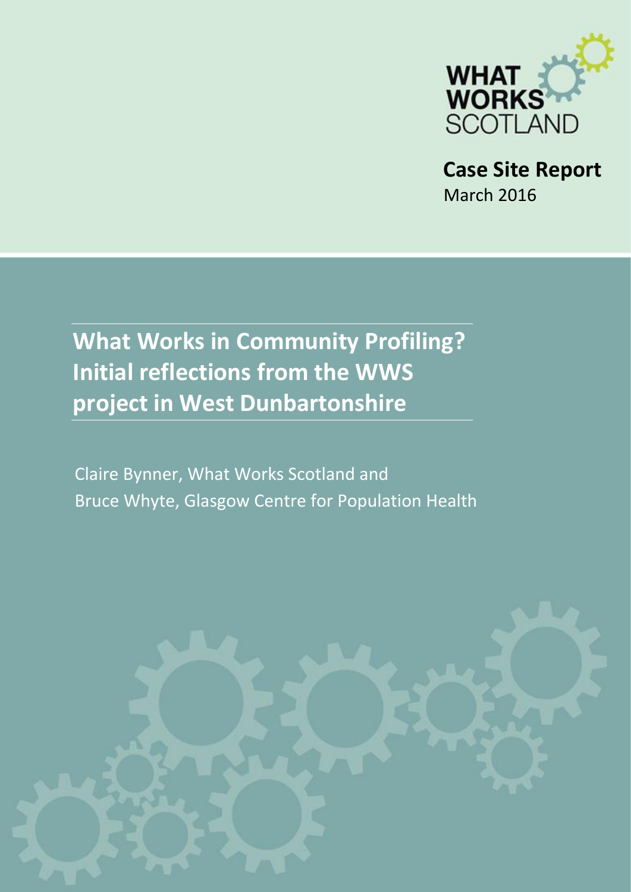WHAT WORKS SCOTLAND

**Case Site Report**
March 2016

# What Works in Community Profiling? Initial reflections from the WWS project in West Dunbartonshire

Claire Bynner, What Works Scotland and
Bruce Whyte, Glasgow Centre for Population Health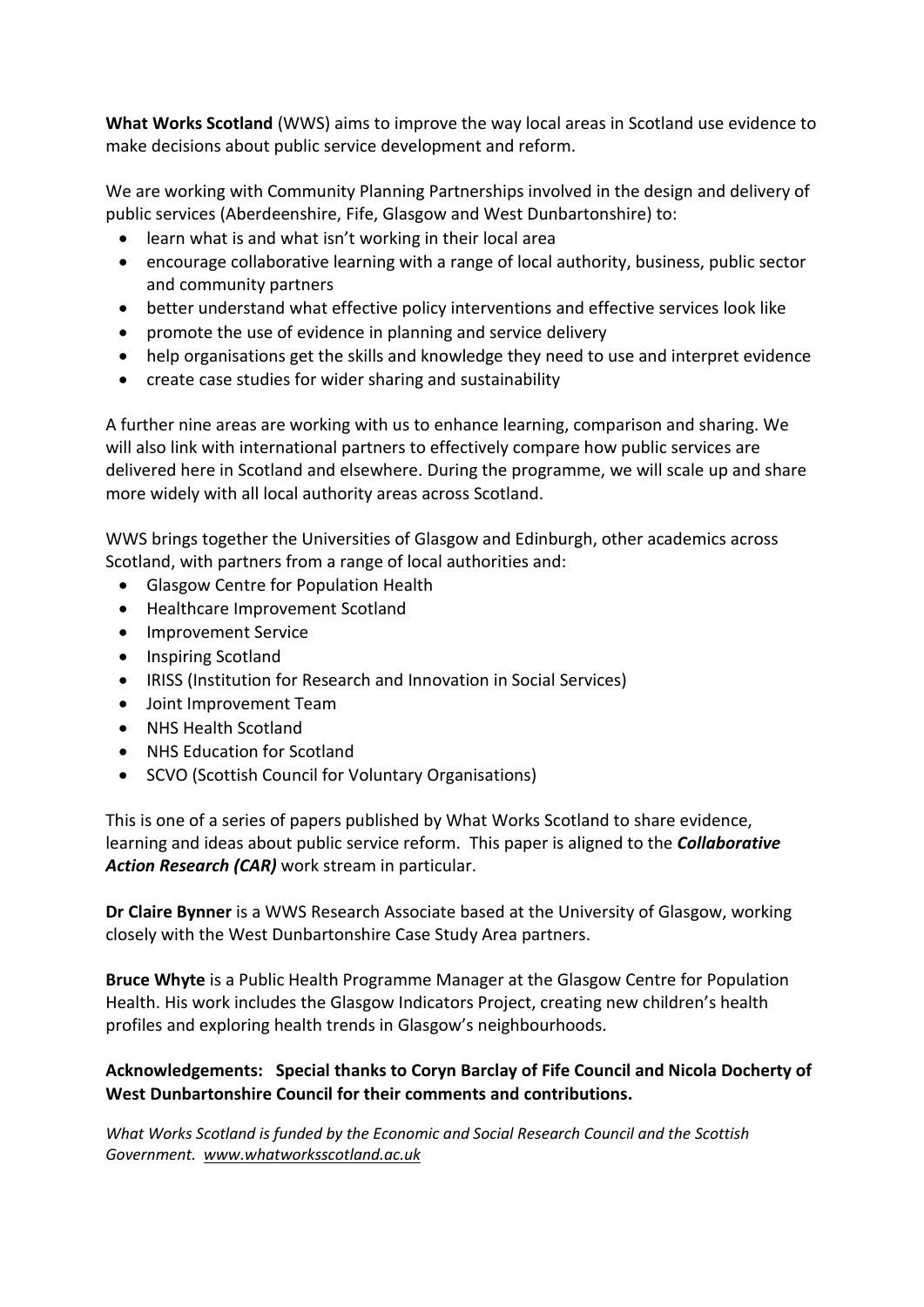**What Works Scotland** (WWS) aims to improve the way local areas in Scotland use evidence to make decisions about public service development and reform.

We are working with Community Planning Partnerships involved in the design and delivery of public services (Aberdeenshire, Fife, Glasgow and West Dunbartonshire) to:

- learn what is and what isn't working in their local area
- encourage collaborative learning with a range of local authority, business, public sector and community partners
- better understand what effective policy interventions and effective services look like
- promote the use of evidence in planning and service delivery
- help organisations get the skills and knowledge they need to use and interpret evidence
- create case studies for wider sharing and sustainability

A further nine areas are working with us to enhance learning, comparison and sharing. We will also link with international partners to effectively compare how public services are delivered here in Scotland and elsewhere. During the programme, we will scale up and share more widely with all local authority areas across Scotland.

WWS brings together the Universities of Glasgow and Edinburgh, other academics across Scotland, with partners from a range of local authorities and:

- Glasgow Centre for Population Health
- Healthcare Improvement Scotland
- Improvement Service
- Inspiring Scotland
- IRISS (Institution for Research and Innovation in Social Services)
- Joint Improvement Team
- NHS Health Scotland
- NHS Education for Scotland
- SCVO (Scottish Council for Voluntary Organisations)

This is one of a series of papers published by What Works Scotland to share evidence, learning and ideas about public service reform. This paper is aligned to the ***Collaborative Action Research (CAR)*** work stream in particular.

**Dr Claire Bynner** is a WWS Research Associate based at the University of Glasgow, working closely with the West Dunbartonshire Case Study Area partners.

**Bruce Whyte** is a Public Health Programme Manager at the Glasgow Centre for Population Health. His work includes the Glasgow Indicators Project, creating new children's health profiles and exploring health trends in Glasgow's neighbourhoods.

**Acknowledgements: Special thanks to Coryn Barclay of Fife Council and Nicola Docherty of West Dunbartonshire Council for their comments and contributions.**

*What Works Scotland is funded by the Economic and Social Research Council and the Scottish Government. www.whatworksscotland.ac.uk*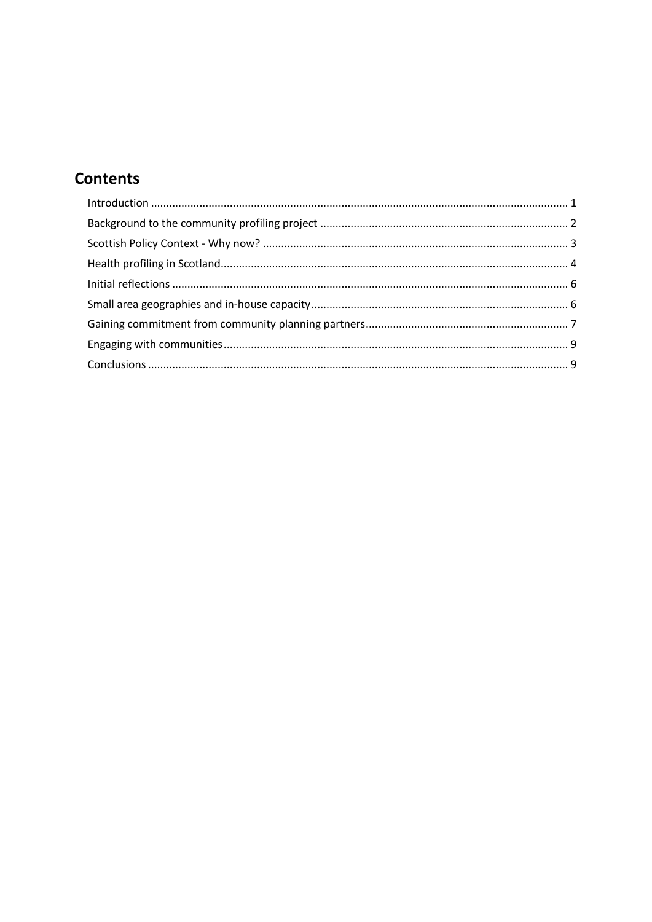## Contents

Introduction ........................................................................................................................................ 1
Background to the community profiling project ................................................................................. 2
Scottish Policy Context - Why now? .................................................................................................... 3
Health profiling in Scotland.................................................................................................................. 4
Initial reflections .................................................................................................................................. 6
Small area geographies and in-house capacity..................................................................................... 6
Gaining commitment from community planning partners................................................................... 7
Engaging with communities................................................................................................................. 9
Conclusions .......................................................................................................................................... 9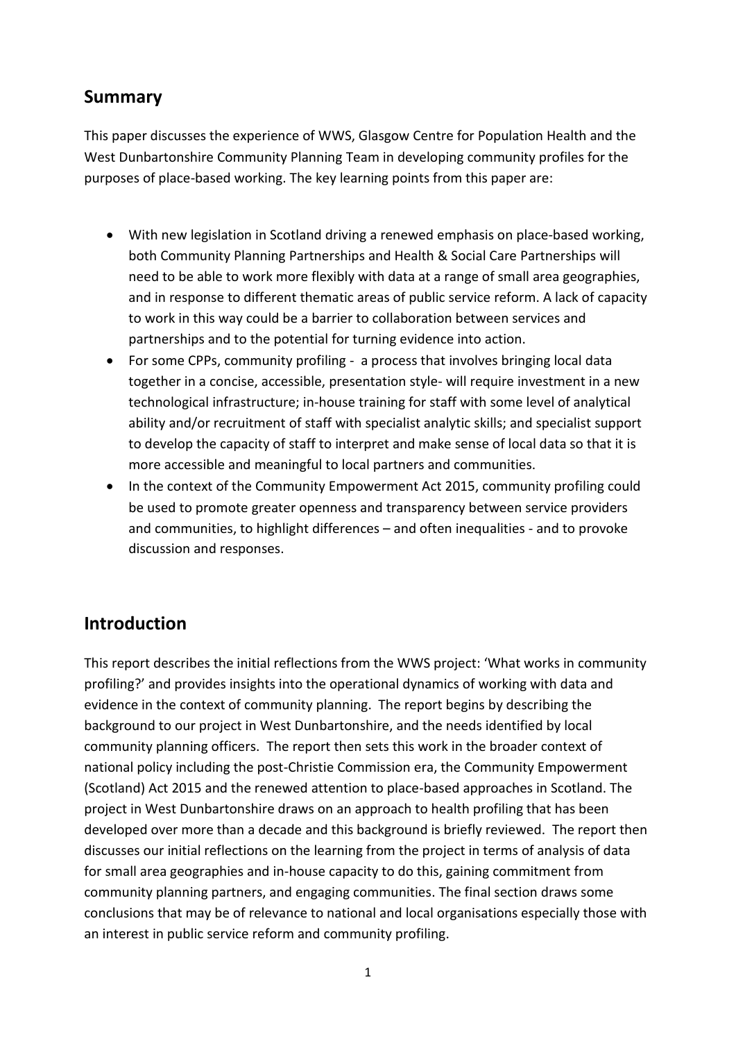## Summary

This paper discusses the experience of WWS, Glasgow Centre for Population Health and the West Dunbartonshire Community Planning Team in developing community profiles for the purposes of place-based working. The key learning points from this paper are:

- With new legislation in Scotland driving a renewed emphasis on place-based working, both Community Planning Partnerships and Health & Social Care Partnerships will need to be able to work more flexibly with data at a range of small area geographies, and in response to different thematic areas of public service reform. A lack of capacity to work in this way could be a barrier to collaboration between services and partnerships and to the potential for turning evidence into action.
- For some CPPs, community profiling - a process that involves bringing local data together in a concise, accessible, presentation style- will require investment in a new technological infrastructure; in-house training for staff with some level of analytical ability and/or recruitment of staff with specialist analytic skills; and specialist support to develop the capacity of staff to interpret and make sense of local data so that it is more accessible and meaningful to local partners and communities.
- In the context of the Community Empowerment Act 2015, community profiling could be used to promote greater openness and transparency between service providers and communities, to highlight differences – and often inequalities - and to provoke discussion and responses.

## Introduction

This report describes the initial reflections from the WWS project: 'What works in community profiling?' and provides insights into the operational dynamics of working with data and evidence in the context of community planning. The report begins by describing the background to our project in West Dunbartonshire, and the needs identified by local community planning officers. The report then sets this work in the broader context of national policy including the post-Christie Commission era, the Community Empowerment (Scotland) Act 2015 and the renewed attention to place-based approaches in Scotland. The project in West Dunbartonshire draws on an approach to health profiling that has been developed over more than a decade and this background is briefly reviewed. The report then discusses our initial reflections on the learning from the project in terms of analysis of data for small area geographies and in-house capacity to do this, gaining commitment from community planning partners, and engaging communities. The final section draws some conclusions that may be of relevance to national and local organisations especially those with an interest in public service reform and community profiling.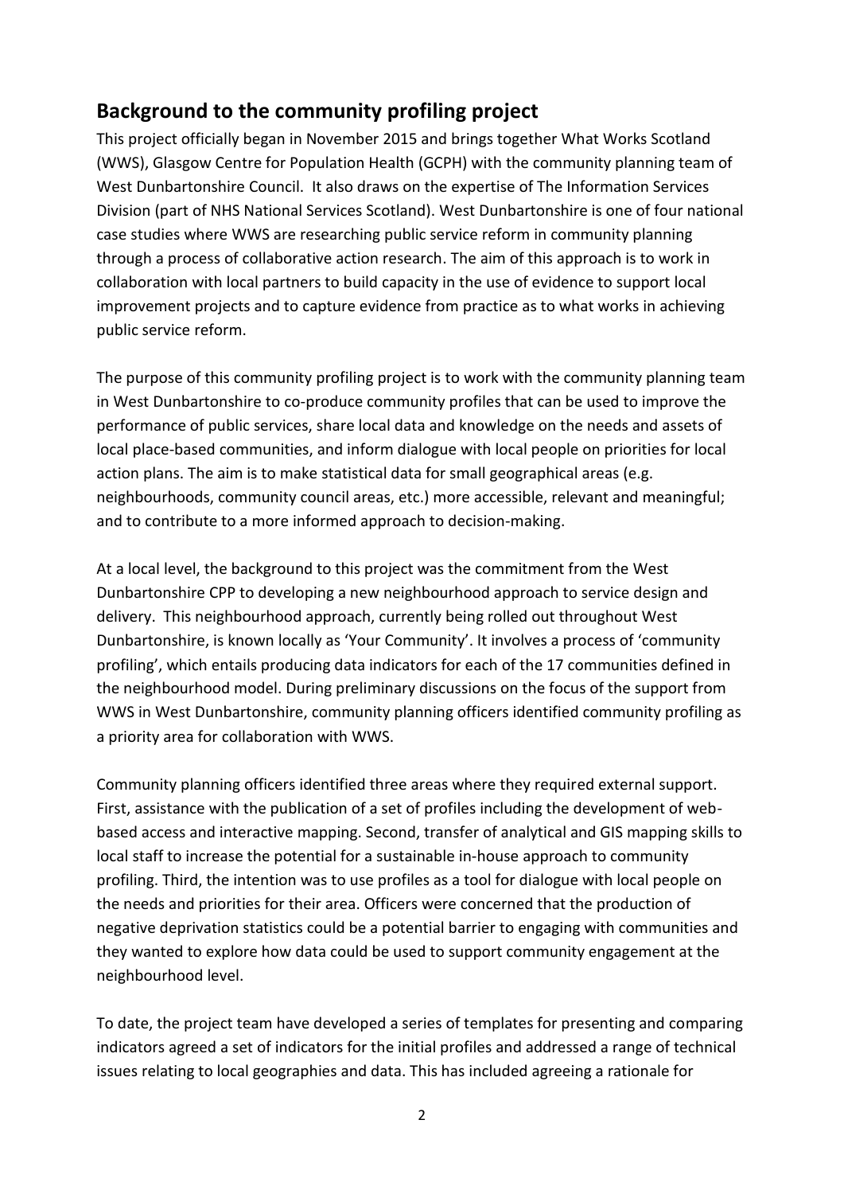## Background to the community profiling project

This project officially began in November 2015 and brings together What Works Scotland (WWS), Glasgow Centre for Population Health (GCPH) with the community planning team of West Dunbartonshire Council. It also draws on the expertise of The Information Services Division (part of NHS National Services Scotland). West Dunbartonshire is one of four national case studies where WWS are researching public service reform in community planning through a process of collaborative action research. The aim of this approach is to work in collaboration with local partners to build capacity in the use of evidence to support local improvement projects and to capture evidence from practice as to what works in achieving public service reform.

The purpose of this community profiling project is to work with the community planning team in West Dunbartonshire to co-produce community profiles that can be used to improve the performance of public services, share local data and knowledge on the needs and assets of local place-based communities, and inform dialogue with local people on priorities for local action plans. The aim is to make statistical data for small geographical areas (e.g. neighbourhoods, community council areas, etc.) more accessible, relevant and meaningful; and to contribute to a more informed approach to decision-making.

At a local level, the background to this project was the commitment from the West Dunbartonshire CPP to developing a new neighbourhood approach to service design and delivery. This neighbourhood approach, currently being rolled out throughout West Dunbartonshire, is known locally as 'Your Community'. It involves a process of 'community profiling', which entails producing data indicators for each of the 17 communities defined in the neighbourhood model. During preliminary discussions on the focus of the support from WWS in West Dunbartonshire, community planning officers identified community profiling as a priority area for collaboration with WWS.

Community planning officers identified three areas where they required external support. First, assistance with the publication of a set of profiles including the development of web-based access and interactive mapping. Second, transfer of analytical and GIS mapping skills to local staff to increase the potential for a sustainable in-house approach to community profiling. Third, the intention was to use profiles as a tool for dialogue with local people on the needs and priorities for their area. Officers were concerned that the production of negative deprivation statistics could be a potential barrier to engaging with communities and they wanted to explore how data could be used to support community engagement at the neighbourhood level.

To date, the project team have developed a series of templates for presenting and comparing indicators agreed a set of indicators for the initial profiles and addressed a range of technical issues relating to local geographies and data. This has included agreeing a rationale for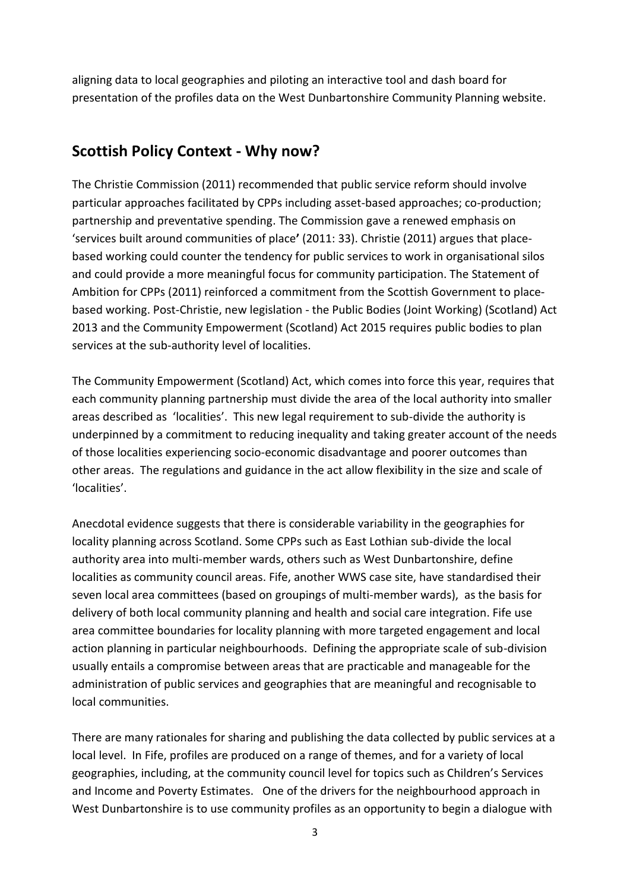aligning data to local geographies and piloting an interactive tool and dash board for presentation of the profiles data on the West Dunbartonshire Community Planning website.

## Scottish Policy Context - Why now?

The Christie Commission (2011) recommended that public service reform should involve particular approaches facilitated by CPPs including asset-based approaches; co-production; partnership and preventative spending. The Commission gave a renewed emphasis on 'services built around communities of place**'** (2011: 33). Christie (2011) argues that place-based working could counter the tendency for public services to work in organisational silos and could provide a more meaningful focus for community participation. The Statement of Ambition for CPPs (2011) reinforced a commitment from the Scottish Government to place-based working. Post-Christie, new legislation - the Public Bodies (Joint Working) (Scotland) Act 2013 and the Community Empowerment (Scotland) Act 2015 requires public bodies to plan services at the sub-authority level of localities.

The Community Empowerment (Scotland) Act, which comes into force this year, requires that each community planning partnership must divide the area of the local authority into smaller areas described as 'localities'. This new legal requirement to sub-divide the authority is underpinned by a commitment to reducing inequality and taking greater account of the needs of those localities experiencing socio-economic disadvantage and poorer outcomes than other areas. The regulations and guidance in the act allow flexibility in the size and scale of 'localities'.

Anecdotal evidence suggests that there is considerable variability in the geographies for locality planning across Scotland. Some CPPs such as East Lothian sub-divide the local authority area into multi-member wards, others such as West Dunbartonshire, define localities as community council areas. Fife, another WWS case site, have standardised their seven local area committees (based on groupings of multi-member wards), as the basis for delivery of both local community planning and health and social care integration. Fife use area committee boundaries for locality planning with more targeted engagement and local action planning in particular neighbourhoods. Defining the appropriate scale of sub-division usually entails a compromise between areas that are practicable and manageable for the administration of public services and geographies that are meaningful and recognisable to local communities.

There are many rationales for sharing and publishing the data collected by public services at a local level. In Fife, profiles are produced on a range of themes, and for a variety of local geographies, including, at the community council level for topics such as Children's Services and Income and Poverty Estimates. One of the drivers for the neighbourhood approach in West Dunbartonshire is to use community profiles as an opportunity to begin a dialogue with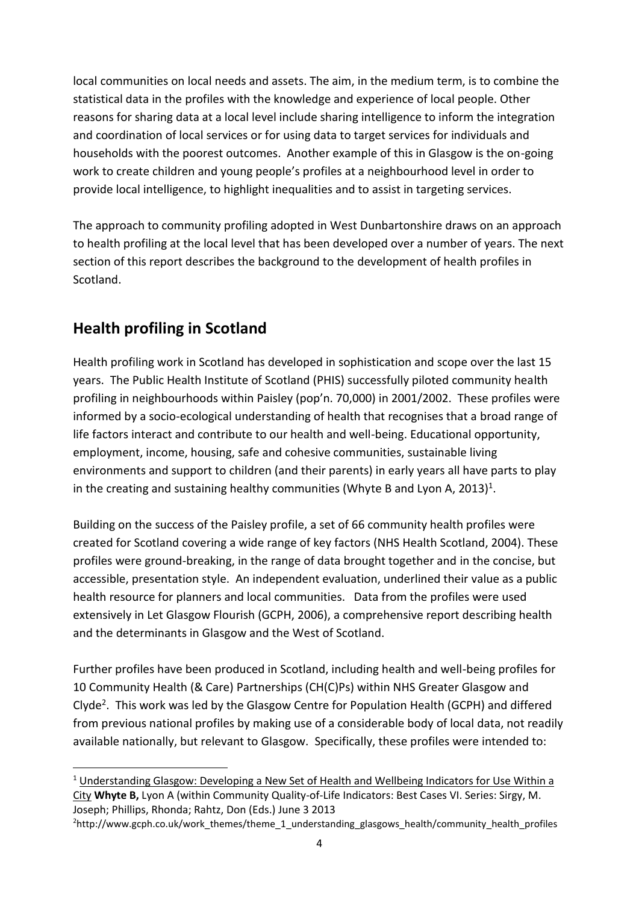local communities on local needs and assets. The aim, in the medium term, is to combine the statistical data in the profiles with the knowledge and experience of local people. Other reasons for sharing data at a local level include sharing intelligence to inform the integration and coordination of local services or for using data to target services for individuals and households with the poorest outcomes. Another example of this in Glasgow is the on-going work to create children and young people's profiles at a neighbourhood level in order to provide local intelligence, to highlight inequalities and to assist in targeting services.

The approach to community profiling adopted in West Dunbartonshire draws on an approach to health profiling at the local level that has been developed over a number of years. The next section of this report describes the background to the development of health profiles in Scotland.

## Health profiling in Scotland

Health profiling work in Scotland has developed in sophistication and scope over the last 15 years. The Public Health Institute of Scotland (PHIS) successfully piloted community health profiling in neighbourhoods within Paisley (pop'n. 70,000) in 2001/2002. These profiles were informed by a socio-ecological understanding of health that recognises that a broad range of life factors interact and contribute to our health and well-being. Educational opportunity, employment, income, housing, safe and cohesive communities, sustainable living environments and support to children (and their parents) in early years all have parts to play in the creating and sustaining healthy communities (Whyte B and Lyon A, 2013)[1].

Building on the success of the Paisley profile, a set of 66 community health profiles were created for Scotland covering a wide range of key factors (NHS Health Scotland, 2004). These profiles were ground-breaking, in the range of data brought together and in the concise, but accessible, presentation style. An independent evaluation, underlined their value as a public health resource for planners and local communities. Data from the profiles were used extensively in Let Glasgow Flourish (GCPH, 2006), a comprehensive report describing health and the determinants in Glasgow and the West of Scotland.

Further profiles have been produced in Scotland, including health and well-being profiles for 10 Community Health (& Care) Partnerships (CH(C)Ps) within NHS Greater Glasgow and Clyde[2]. This work was led by the Glasgow Centre for Population Health (GCPH) and differed from previous national profiles by making use of a considerable body of local data, not readily available nationally, but relevant to Glasgow. Specifically, these profiles were intended to:

---

[1] Understanding Glasgow: Developing a New Set of Health and Wellbeing Indicators for Use Within a City **Whyte B,** Lyon A (within Community Quality-of-Life Indicators: Best Cases VI. Series: Sirgy, M. Joseph; Phillips, Rhonda; Rahtz, Don (Eds.) June 3 2013

[2] http://www.gcph.co.uk/work_themes/theme_1_understanding_glasgows_health/community_health_profiles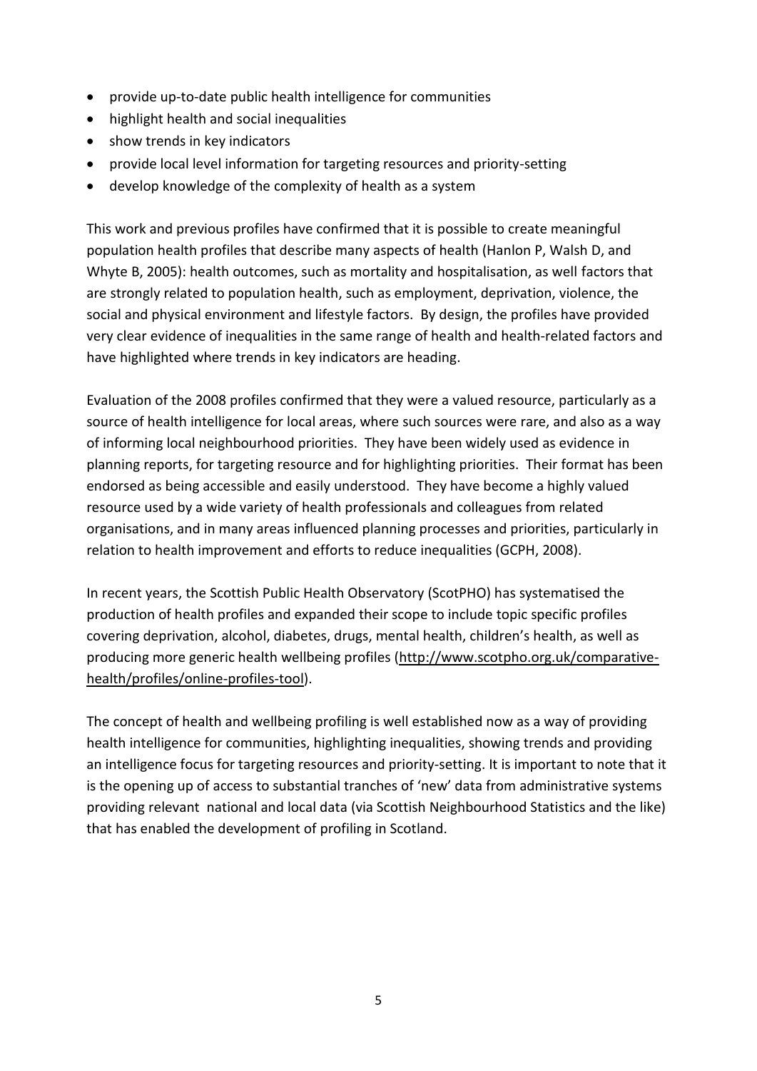- provide up-to-date public health intelligence for communities
- highlight health and social inequalities
- show trends in key indicators
- provide local level information for targeting resources and priority-setting
- develop knowledge of the complexity of health as a system

This work and previous profiles have confirmed that it is possible to create meaningful population health profiles that describe many aspects of health (Hanlon P, Walsh D, and Whyte B, 2005): health outcomes, such as mortality and hospitalisation, as well factors that are strongly related to population health, such as employment, deprivation, violence, the social and physical environment and lifestyle factors. By design, the profiles have provided very clear evidence of inequalities in the same range of health and health-related factors and have highlighted where trends in key indicators are heading.

Evaluation of the 2008 profiles confirmed that they were a valued resource, particularly as a source of health intelligence for local areas, where such sources were rare, and also as a way of informing local neighbourhood priorities. They have been widely used as evidence in planning reports, for targeting resource and for highlighting priorities. Their format has been endorsed as being accessible and easily understood. They have become a highly valued resource used by a wide variety of health professionals and colleagues from related organisations, and in many areas influenced planning processes and priorities, particularly in relation to health improvement and efforts to reduce inequalities (GCPH, 2008).

In recent years, the Scottish Public Health Observatory (ScotPHO) has systematised the production of health profiles and expanded their scope to include topic specific profiles covering deprivation, alcohol, diabetes, drugs, mental health, children's health, as well as producing more generic health wellbeing profiles (http://www.scotpho.org.uk/comparative-health/profiles/online-profiles-tool).

The concept of health and wellbeing profiling is well established now as a way of providing health intelligence for communities, highlighting inequalities, showing trends and providing an intelligence focus for targeting resources and priority-setting. It is important to note that it is the opening up of access to substantial tranches of 'new' data from administrative systems providing relevant national and local data (via Scottish Neighbourhood Statistics and the like) that has enabled the development of profiling in Scotland.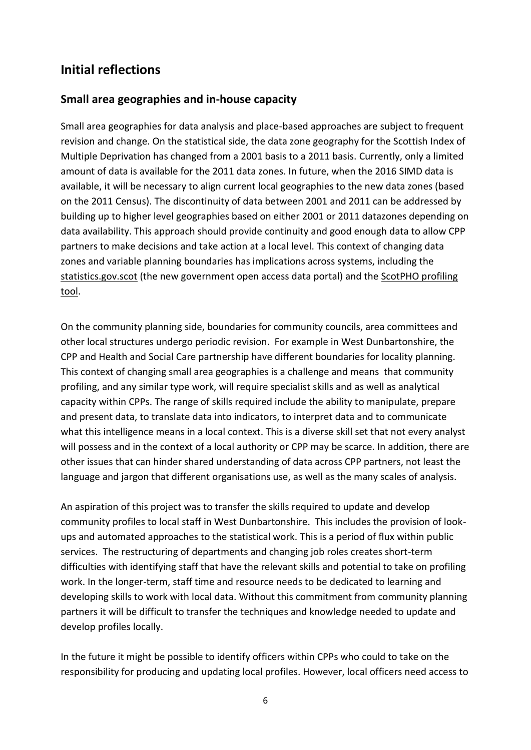## Initial reflections

### Small area geographies and in-house capacity

Small area geographies for data analysis and place-based approaches are subject to frequent revision and change. On the statistical side, the data zone geography for the Scottish Index of Multiple Deprivation has changed from a 2001 basis to a 2011 basis. Currently, only a limited amount of data is available for the 2011 data zones. In future, when the 2016 SIMD data is available, it will be necessary to align current local geographies to the new data zones (based on the 2011 Census). The discontinuity of data between 2001 and 2011 can be addressed by building up to higher level geographies based on either 2001 or 2011 datazones depending on data availability. This approach should provide continuity and good enough data to allow CPP partners to make decisions and take action at a local level. This context of changing data zones and variable planning boundaries has implications across systems, including the statistics.gov.scot (the new government open access data portal) and the ScotPHO profiling tool.

On the community planning side, boundaries for community councils, area committees and other local structures undergo periodic revision. For example in West Dunbartonshire, the CPP and Health and Social Care partnership have different boundaries for locality planning. This context of changing small area geographies is a challenge and means that community profiling, and any similar type work, will require specialist skills and as well as analytical capacity within CPPs. The range of skills required include the ability to manipulate, prepare and present data, to translate data into indicators, to interpret data and to communicate what this intelligence means in a local context. This is a diverse skill set that not every analyst will possess and in the context of a local authority or CPP may be scarce. In addition, there are other issues that can hinder shared understanding of data across CPP partners, not least the language and jargon that different organisations use, as well as the many scales of analysis.

An aspiration of this project was to transfer the skills required to update and develop community profiles to local staff in West Dunbartonshire. This includes the provision of look-ups and automated approaches to the statistical work. This is a period of flux within public services. The restructuring of departments and changing job roles creates short-term difficulties with identifying staff that have the relevant skills and potential to take on profiling work. In the longer-term, staff time and resource needs to be dedicated to learning and developing skills to work with local data. Without this commitment from community planning partners it will be difficult to transfer the techniques and knowledge needed to update and develop profiles locally.

In the future it might be possible to identify officers within CPPs who could to take on the responsibility for producing and updating local profiles. However, local officers need access to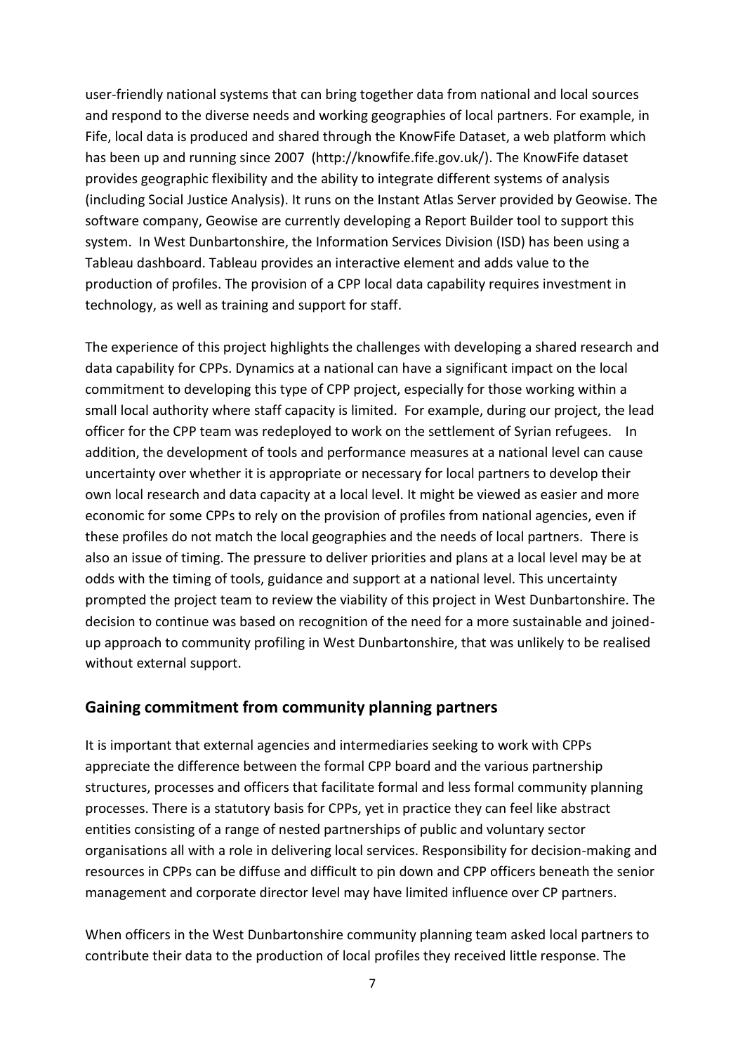user-friendly national systems that can bring together data from national and local sources and respond to the diverse needs and working geographies of local partners. For example, in Fife, local data is produced and shared through the KnowFife Dataset, a web platform which has been up and running since 2007 (http://knowfife.fife.gov.uk/). The KnowFife dataset provides geographic flexibility and the ability to integrate different systems of analysis (including Social Justice Analysis). It runs on the Instant Atlas Server provided by Geowise. The software company, Geowise are currently developing a Report Builder tool to support this system. In West Dunbartonshire, the Information Services Division (ISD) has been using a Tableau dashboard. Tableau provides an interactive element and adds value to the production of profiles. The provision of a CPP local data capability requires investment in technology, as well as training and support for staff.

The experience of this project highlights the challenges with developing a shared research and data capability for CPPs. Dynamics at a national can have a significant impact on the local commitment to developing this type of CPP project, especially for those working within a small local authority where staff capacity is limited. For example, during our project, the lead officer for the CPP team was redeployed to work on the settlement of Syrian refugees. In addition, the development of tools and performance measures at a national level can cause uncertainty over whether it is appropriate or necessary for local partners to develop their own local research and data capacity at a local level. It might be viewed as easier and more economic for some CPPs to rely on the provision of profiles from national agencies, even if these profiles do not match the local geographies and the needs of local partners. There is also an issue of timing. The pressure to deliver priorities and plans at a local level may be at odds with the timing of tools, guidance and support at a national level. This uncertainty prompted the project team to review the viability of this project in West Dunbartonshire. The decision to continue was based on recognition of the need for a more sustainable and joined-up approach to community profiling in West Dunbartonshire, that was unlikely to be realised without external support.

## Gaining commitment from community planning partners

It is important that external agencies and intermediaries seeking to work with CPPs appreciate the difference between the formal CPP board and the various partnership structures, processes and officers that facilitate formal and less formal community planning processes. There is a statutory basis for CPPs, yet in practice they can feel like abstract entities consisting of a range of nested partnerships of public and voluntary sector organisations all with a role in delivering local services. Responsibility for decision-making and resources in CPPs can be diffuse and difficult to pin down and CPP officers beneath the senior management and corporate director level may have limited influence over CP partners.

When officers in the West Dunbartonshire community planning team asked local partners to contribute their data to the production of local profiles they received little response. The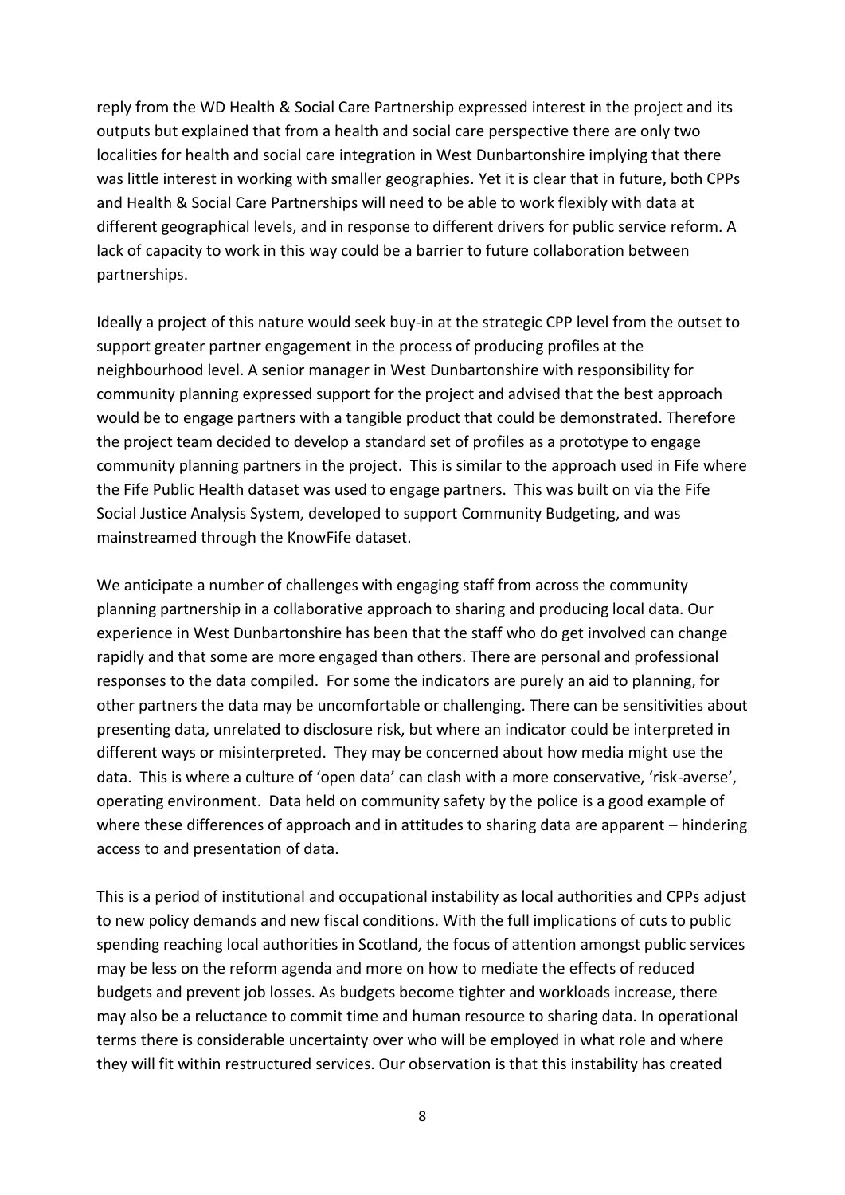reply from the WD Health & Social Care Partnership expressed interest in the project and its outputs but explained that from a health and social care perspective there are only two localities for health and social care integration in West Dunbartonshire implying that there was little interest in working with smaller geographies. Yet it is clear that in future, both CPPs and Health & Social Care Partnerships will need to be able to work flexibly with data at different geographical levels, and in response to different drivers for public service reform. A lack of capacity to work in this way could be a barrier to future collaboration between partnerships.

Ideally a project of this nature would seek buy-in at the strategic CPP level from the outset to support greater partner engagement in the process of producing profiles at the neighbourhood level. A senior manager in West Dunbartonshire with responsibility for community planning expressed support for the project and advised that the best approach would be to engage partners with a tangible product that could be demonstrated. Therefore the project team decided to develop a standard set of profiles as a prototype to engage community planning partners in the project. This is similar to the approach used in Fife where the Fife Public Health dataset was used to engage partners. This was built on via the Fife Social Justice Analysis System, developed to support Community Budgeting, and was mainstreamed through the KnowFife dataset.

We anticipate a number of challenges with engaging staff from across the community planning partnership in a collaborative approach to sharing and producing local data. Our experience in West Dunbartonshire has been that the staff who do get involved can change rapidly and that some are more engaged than others. There are personal and professional responses to the data compiled. For some the indicators are purely an aid to planning, for other partners the data may be uncomfortable or challenging. There can be sensitivities about presenting data, unrelated to disclosure risk, but where an indicator could be interpreted in different ways or misinterpreted. They may be concerned about how media might use the data. This is where a culture of 'open data' can clash with a more conservative, 'risk-averse', operating environment. Data held on community safety by the police is a good example of where these differences of approach and in attitudes to sharing data are apparent – hindering access to and presentation of data.

This is a period of institutional and occupational instability as local authorities and CPPs adjust to new policy demands and new fiscal conditions. With the full implications of cuts to public spending reaching local authorities in Scotland, the focus of attention amongst public services may be less on the reform agenda and more on how to mediate the effects of reduced budgets and prevent job losses. As budgets become tighter and workloads increase, there may also be a reluctance to commit time and human resource to sharing data. In operational terms there is considerable uncertainty over who will be employed in what role and where they will fit within restructured services. Our observation is that this instability has created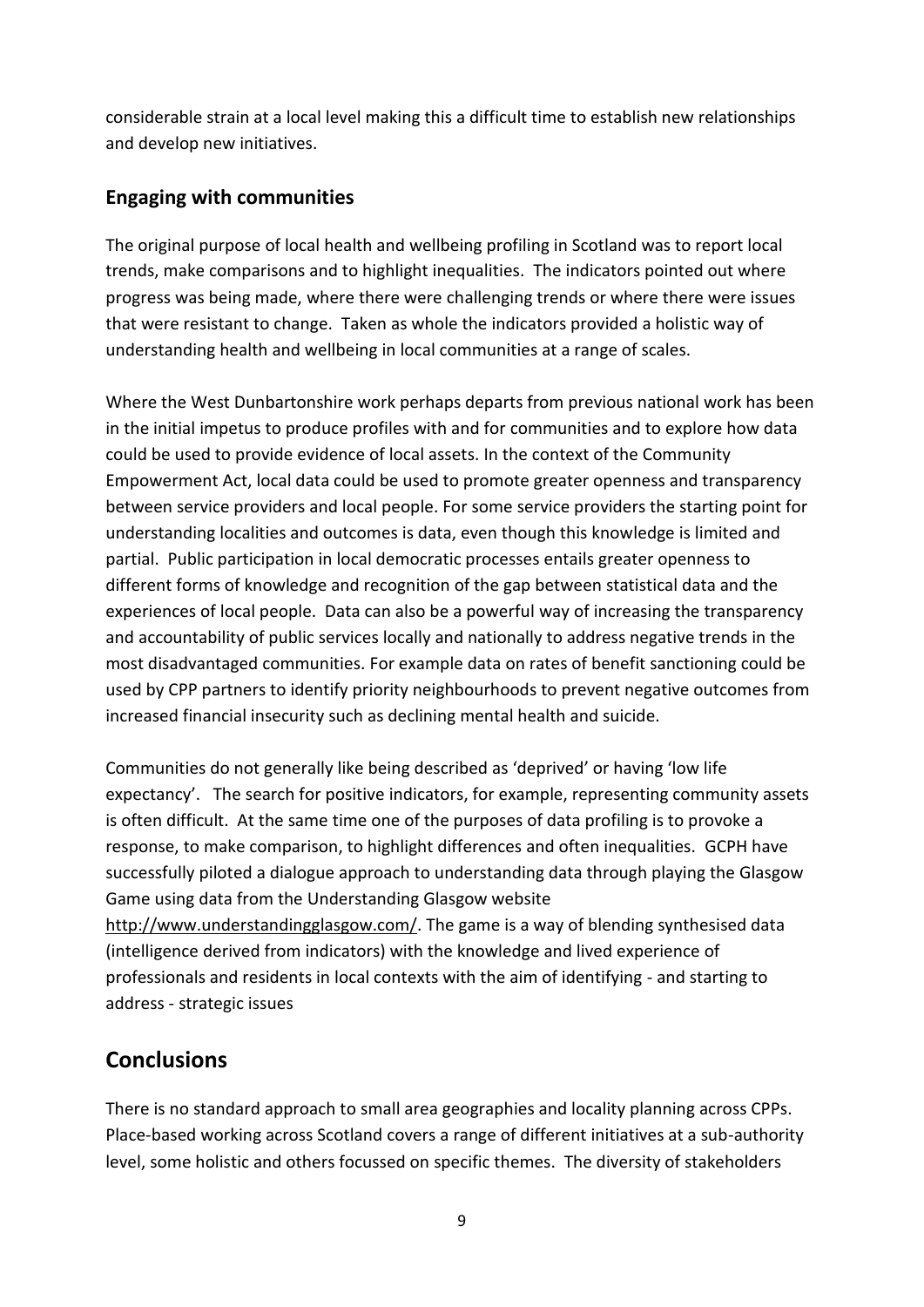considerable strain at a local level making this a difficult time to establish new relationships and develop new initiatives.

### Engaging with communities

The original purpose of local health and wellbeing profiling in Scotland was to report local trends, make comparisons and to highlight inequalities. The indicators pointed out where progress was being made, where there were challenging trends or where there were issues that were resistant to change. Taken as whole the indicators provided a holistic way of understanding health and wellbeing in local communities at a range of scales.

Where the West Dunbartonshire work perhaps departs from previous national work has been in the initial impetus to produce profiles with and for communities and to explore how data could be used to provide evidence of local assets. In the context of the Community Empowerment Act, local data could be used to promote greater openness and transparency between service providers and local people. For some service providers the starting point for understanding localities and outcomes is data, even though this knowledge is limited and partial. Public participation in local democratic processes entails greater openness to different forms of knowledge and recognition of the gap between statistical data and the experiences of local people. Data can also be a powerful way of increasing the transparency and accountability of public services locally and nationally to address negative trends in the most disadvantaged communities. For example data on rates of benefit sanctioning could be used by CPP partners to identify priority neighbourhoods to prevent negative outcomes from increased financial insecurity such as declining mental health and suicide.

Communities do not generally like being described as 'deprived' or having 'low life expectancy'. The search for positive indicators, for example, representing community assets is often difficult. At the same time one of the purposes of data profiling is to provoke a response, to make comparison, to highlight differences and often inequalities. GCPH have successfully piloted a dialogue approach to understanding data through playing the Glasgow Game using data from the Understanding Glasgow website http://www.understandingglasgow.com/. The game is a way of blending synthesised data (intelligence derived from indicators) with the knowledge and lived experience of professionals and residents in local contexts with the aim of identifying - and starting to address - strategic issues

## Conclusions

There is no standard approach to small area geographies and locality planning across CPPs. Place-based working across Scotland covers a range of different initiatives at a sub-authority level, some holistic and others focussed on specific themes. The diversity of stakeholders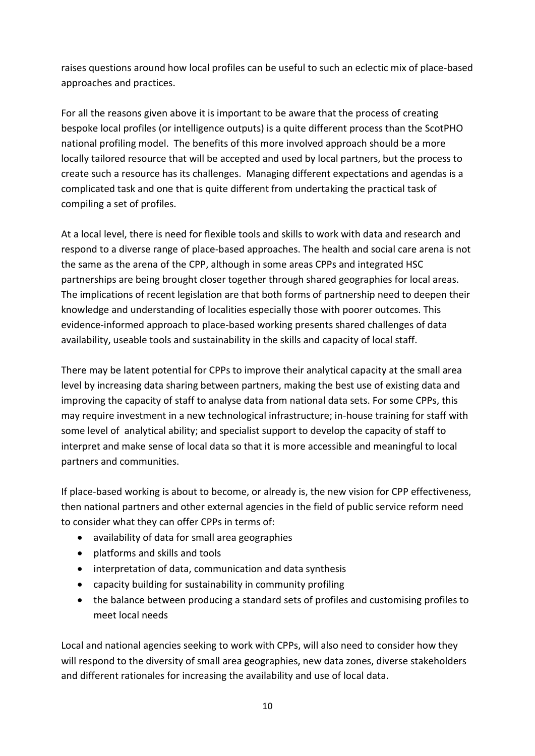raises questions around how local profiles can be useful to such an eclectic mix of place-based approaches and practices.

For all the reasons given above it is important to be aware that the process of creating bespoke local profiles (or intelligence outputs) is a quite different process than the ScotPHO national profiling model. The benefits of this more involved approach should be a more locally tailored resource that will be accepted and used by local partners, but the process to create such a resource has its challenges. Managing different expectations and agendas is a complicated task and one that is quite different from undertaking the practical task of compiling a set of profiles.

At a local level, there is need for flexible tools and skills to work with data and research and respond to a diverse range of place-based approaches. The health and social care arena is not the same as the arena of the CPP, although in some areas CPPs and integrated HSC partnerships are being brought closer together through shared geographies for local areas. The implications of recent legislation are that both forms of partnership need to deepen their knowledge and understanding of localities especially those with poorer outcomes. This evidence-informed approach to place-based working presents shared challenges of data availability, useable tools and sustainability in the skills and capacity of local staff.

There may be latent potential for CPPs to improve their analytical capacity at the small area level by increasing data sharing between partners, making the best use of existing data and improving the capacity of staff to analyse data from national data sets. For some CPPs, this may require investment in a new technological infrastructure; in-house training for staff with some level of analytical ability; and specialist support to develop the capacity of staff to interpret and make sense of local data so that it is more accessible and meaningful to local partners and communities.

If place-based working is about to become, or already is, the new vision for CPP effectiveness, then national partners and other external agencies in the field of public service reform need to consider what they can offer CPPs in terms of:

- availability of data for small area geographies
- platforms and skills and tools
- interpretation of data, communication and data synthesis
- capacity building for sustainability in community profiling
- the balance between producing a standard sets of profiles and customising profiles to meet local needs

Local and national agencies seeking to work with CPPs, will also need to consider how they will respond to the diversity of small area geographies, new data zones, diverse stakeholders and different rationales for increasing the availability and use of local data.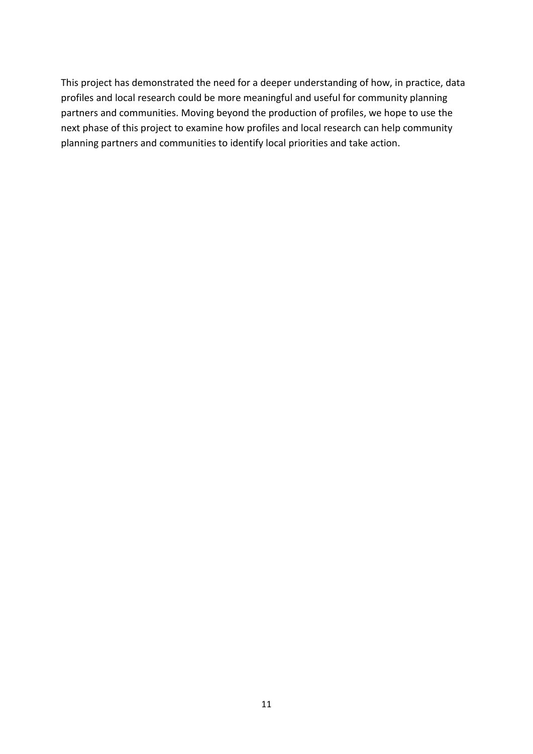This project has demonstrated the need for a deeper understanding of how, in practice, data profiles and local research could be more meaningful and useful for community planning partners and communities. Moving beyond the production of profiles, we hope to use the next phase of this project to examine how profiles and local research can help community planning partners and communities to identify local priorities and take action.